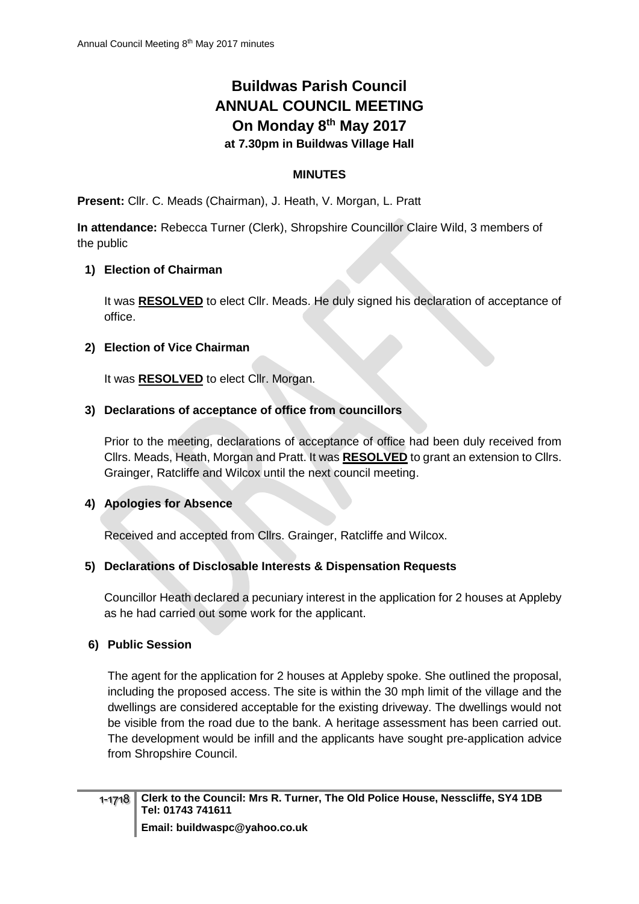# Buildwas Parish Council
# ANNUAL COUNCIL MEETING
# On Monday 8th May 2017
### at 7.30pm in Buildwas Village Hall

## MINUTES

**Present:** Cllr. C. Meads (Chairman), J. Heath, V. Morgan, L. Pratt

**In attendance:** Rebecca Turner (Clerk), Shropshire Councillor Claire Wild, 3 members of the public

### 1) Election of Chairman

It was **RESOLVED** to elect Cllr. Meads. He duly signed his declaration of acceptance of office.

### 2) Election of Vice Chairman

It was **RESOLVED** to elect Cllr. Morgan.

### 3) Declarations of acceptance of office from councillors

Prior to the meeting, declarations of acceptance of office had been duly received from Cllrs. Meads, Heath, Morgan and Pratt. It was **RESOLVED** to grant an extension to Cllrs. Grainger, Ratcliffe and Wilcox until the next council meeting.

### 4) Apologies for Absence

Received and accepted from Cllrs. Grainger, Ratcliffe and Wilcox.

### 5) Declarations of Disclosable Interests & Dispensation Requests

Councillor Heath declared a pecuniary interest in the application for 2 houses at Appleby as he had carried out some work for the applicant.

### 6) Public Session

The agent for the application for 2 houses at Appleby spoke. She outlined the proposal, including the proposed access. The site is within the 30 mph limit of the village and the dwellings are considered acceptable for the existing driveway. The dwellings would not be visible from the road due to the bank. A heritage assessment has been carried out. The development would be infill and the applicants have sought pre-application advice from Shropshire Council.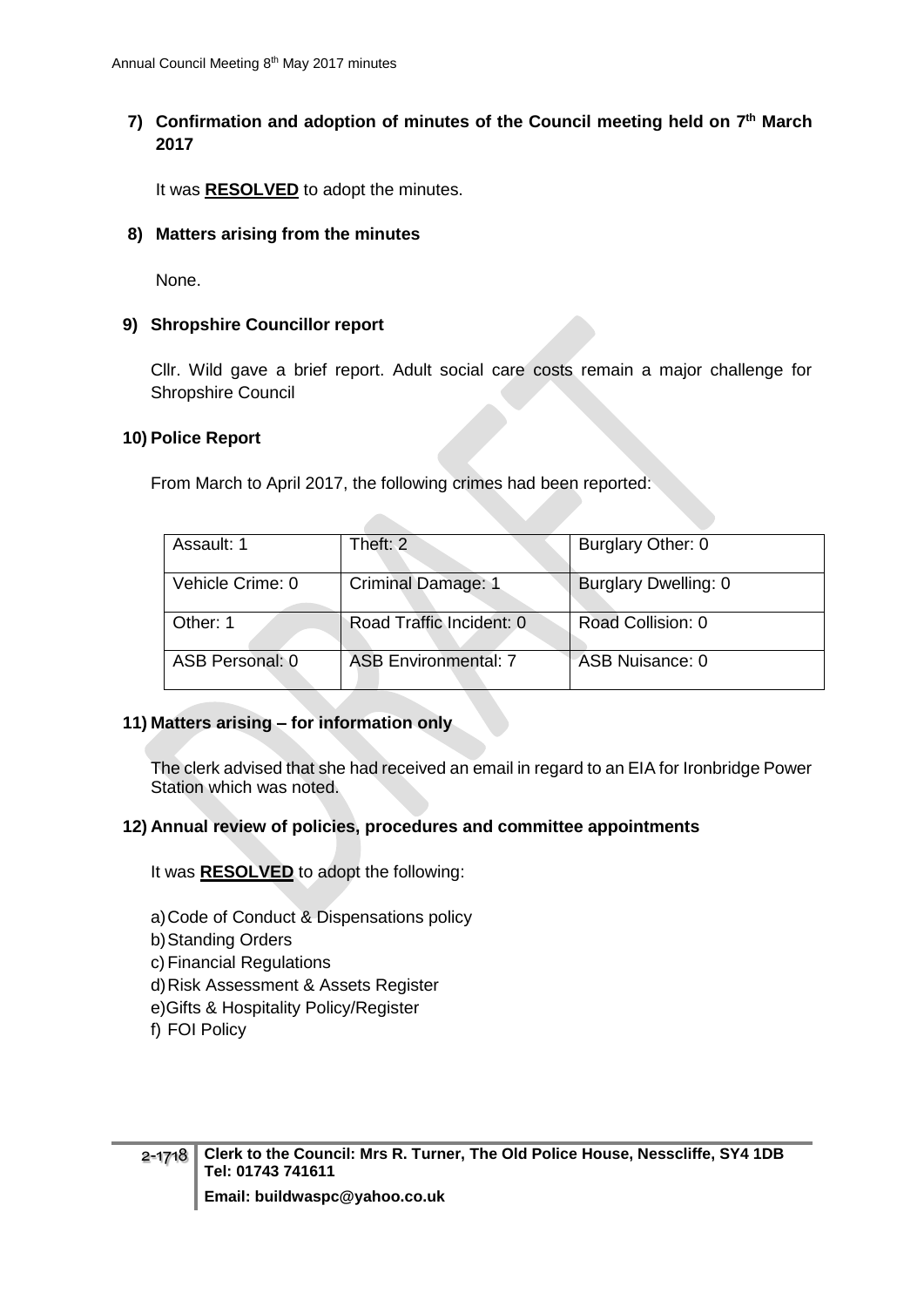## 7) Confirmation and adoption of minutes of the Council meeting held on 7th March 2017

It was **RESOLVED** to adopt the minutes.

## 8) Matters arising from the minutes

None.

## 9) Shropshire Councillor report

Cllr. Wild gave a brief report. Adult social care costs remain a major challenge for Shropshire Council

## 10) Police Report

From March to April 2017, the following crimes had been reported:

| Assault: 1 | Theft: 2 | Burglary Other: 0 |
|---|---|---|
| Vehicle Crime: 0 | Criminal Damage: 1 | Burglary Dwelling: 0 |
| Other: 1 | Road Traffic Incident: 0 | Road Collision: 0 |
| ASB Personal: 0 | ASB Environmental: 7 | ASB Nuisance: 0 |

## 11) Matters arising – for information only

The clerk advised that she had received an email in regard to an EIA for Ironbridge Power Station which was noted.

## 12) Annual review of policies, procedures and committee appointments

It was **RESOLVED** to adopt the following:

a) Code of Conduct & Dispensations policy
b) Standing Orders
c) Financial Regulations
d) Risk Assessment & Assets Register
e) Gifts & Hospitality Policy/Register
f) FOI Policy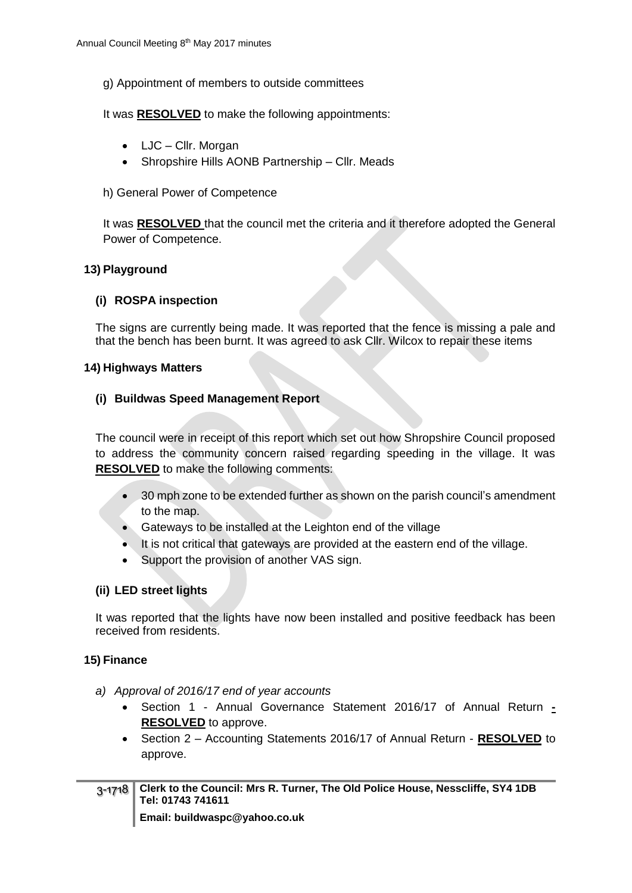g) Appointment of members to outside committees

It was **RESOLVED** to make the following appointments:

- LJC – Cllr. Morgan
- Shropshire Hills AONB Partnership – Cllr. Meads

h) General Power of Competence

It was **RESOLVED** that the council met the criteria and it therefore adopted the General Power of Competence.

## 13) Playground

### (i) ROSPA inspection

The signs are currently being made. It was reported that the fence is missing a pale and that the bench has been burnt. It was agreed to ask Cllr. Wilcox to repair these items

## 14) Highways Matters

### (i) Buildwas Speed Management Report

The council were in receipt of this report which set out how Shropshire Council proposed to address the community concern raised regarding speeding in the village. It was **RESOLVED** to make the following comments:

- 30 mph zone to be extended further as shown on the parish council's amendment to the map.
- Gateways to be installed at the Leighton end of the village
- It is not critical that gateways are provided at the eastern end of the village.
- Support the provision of another VAS sign.

### (ii) LED street lights

It was reported that the lights have now been installed and positive feedback has been received from residents.

## 15) Finance

*a) Approval of 2016/17 end of year accounts*

- Section 1 - Annual Governance Statement 2016/17 of Annual Return - **RESOLVED** to approve.
- Section 2 – Accounting Statements 2016/17 of Annual Return - **RESOLVED** to approve.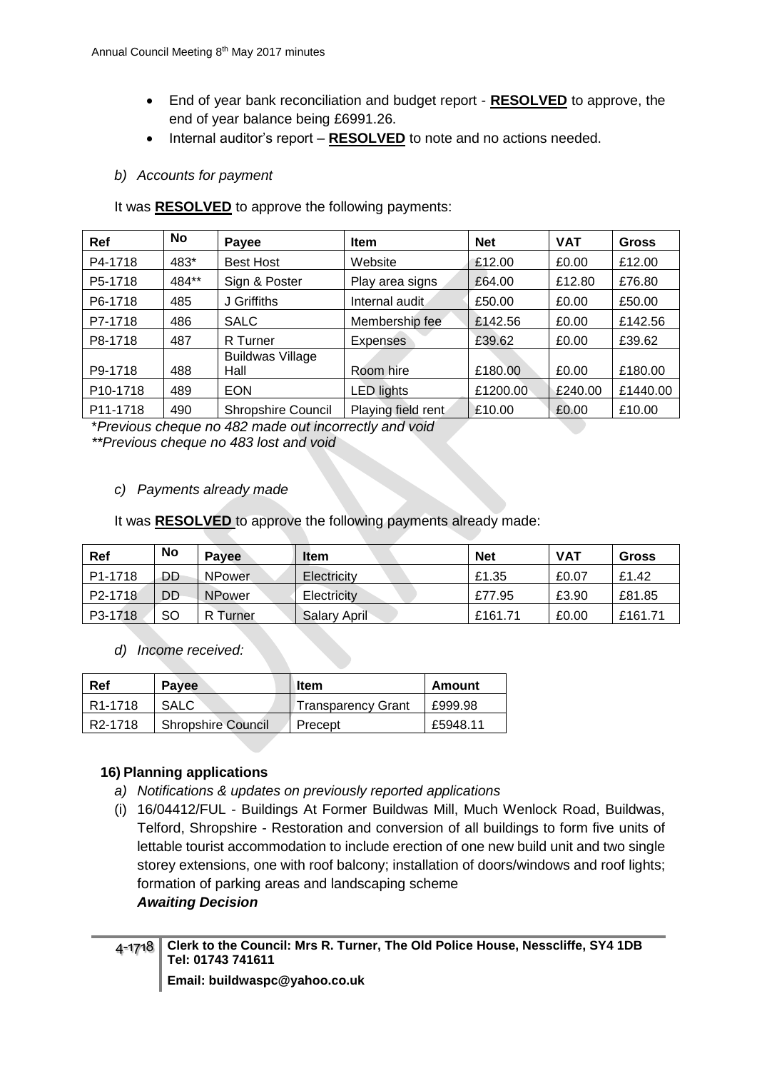- End of year bank reconciliation and budget report - **RESOLVED** to approve, the end of year balance being £6991.26.
- Internal auditor's report – **RESOLVED** to note and no actions needed.

*b) Accounts for payment*

It was **RESOLVED** to approve the following payments:

| Ref | No | Payee | Item | Net | VAT | Gross |
|---|---|---|---|---|---|---|
| P4-1718 | 483* | Best Host | Website | £12.00 | £0.00 | £12.00 |
| P5-1718 | 484** | Sign & Poster | Play area signs | £64.00 | £12.80 | £76.80 |
| P6-1718 | 485 | J Griffiths | Internal audit | £50.00 | £0.00 | £50.00 |
| P7-1718 | 486 | SALC | Membership fee | £142.56 | £0.00 | £142.56 |
| P8-1718 | 487 | R Turner | Expenses | £39.62 | £0.00 | £39.62 |
| P9-1718 | 488 | Buildwas Village Hall | Room hire | £180.00 | £0.00 | £180.00 |
| P10-1718 | 489 | EON | LED lights | £1200.00 | £240.00 | £1440.00 |
| P11-1718 | 490 | Shropshire Council | Playing field rent | £10.00 | £0.00 | £10.00 |

*\*Previous cheque no 482 made out incorrectly and void*
*\*\*Previous cheque no 483 lost and void*

*c) Payments already made*

It was **RESOLVED** to approve the following payments already made:

| Ref | No | Payee | Item | Net | VAT | Gross |
|---|---|---|---|---|---|---|
| P1-1718 | DD | NPower | Electricity | £1.35 | £0.07 | £1.42 |
| P2-1718 | DD | NPower | Electricity | £77.95 | £3.90 | £81.85 |
| P3-1718 | SO | R Turner | Salary April | £161.71 | £0.00 | £161.71 |

*d) Income received:*

| Ref | Payee | Item | Amount |
|---|---|---|---|
| R1-1718 | SALC | Transparency Grant | £999.98 |
| R2-1718 | Shropshire Council | Precept | £5948.11 |

## 16) Planning applications

*a) Notifications & updates on previously reported applications*

(i) 16/04412/FUL - Buildings At Former Buildwas Mill, Much Wenlock Road, Buildwas, Telford, Shropshire - Restoration and conversion of all buildings to form five units of lettable tourist accommodation to include erection of one new build unit and two single storey extensions, one with roof balcony; installation of doors/windows and roof lights; formation of parking areas and landscaping scheme
***Awaiting Decision***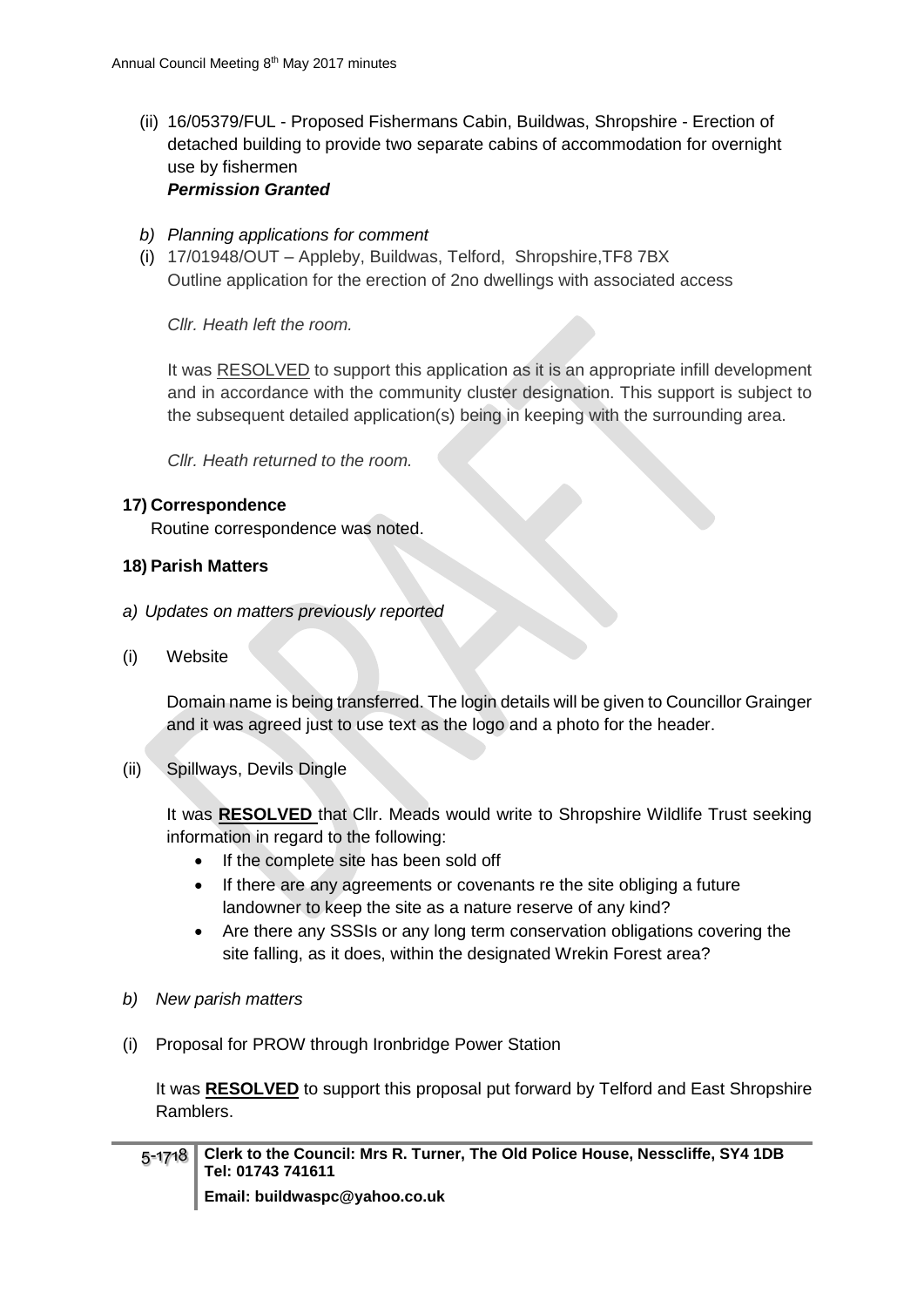(ii) 16/05379/FUL - Proposed Fishermans Cabin, Buildwas, Shropshire - Erection of detached building to provide two separate cabins of accommodation for overnight use by fishermen
***Permission Granted***

*b) Planning applications for comment*

(i) 17/01948/OUT – Appleby, Buildwas, Telford, Shropshire,TF8 7BX
Outline application for the erection of 2no dwellings with associated access

*Cllr. Heath left the room.*

It was RESOLVED to support this application as it is an appropriate infill development and in accordance with the community cluster designation. This support is subject to the subsequent detailed application(s) being in keeping with the surrounding area.

*Cllr. Heath returned to the room.*

**17) Correspondence**

Routine correspondence was noted.

**18) Parish Matters**

*a) Updates on matters previously reported*

(i) Website

Domain name is being transferred. The login details will be given to Councillor Grainger and it was agreed just to use text as the logo and a photo for the header.

(ii) Spillways, Devils Dingle

It was **RESOLVED** that Cllr. Meads would write to Shropshire Wildlife Trust seeking information in regard to the following:

- If the complete site has been sold off
- If there are any agreements or covenants re the site obliging a future landowner to keep the site as a nature reserve of any kind?
- Are there any SSSIs or any long term conservation obligations covering the site falling, as it does, within the designated Wrekin Forest area?

*b) New parish matters*

(i) Proposal for PROW through Ironbridge Power Station

It was **RESOLVED** to support this proposal put forward by Telford and East Shropshire Ramblers.

**Clerk to the Council: Mrs R. Turner, The Old Police House, Nesscliffe, SY4 1DB Tel: 01743 741611**
**Email: buildwaspc@yahoo.co.uk**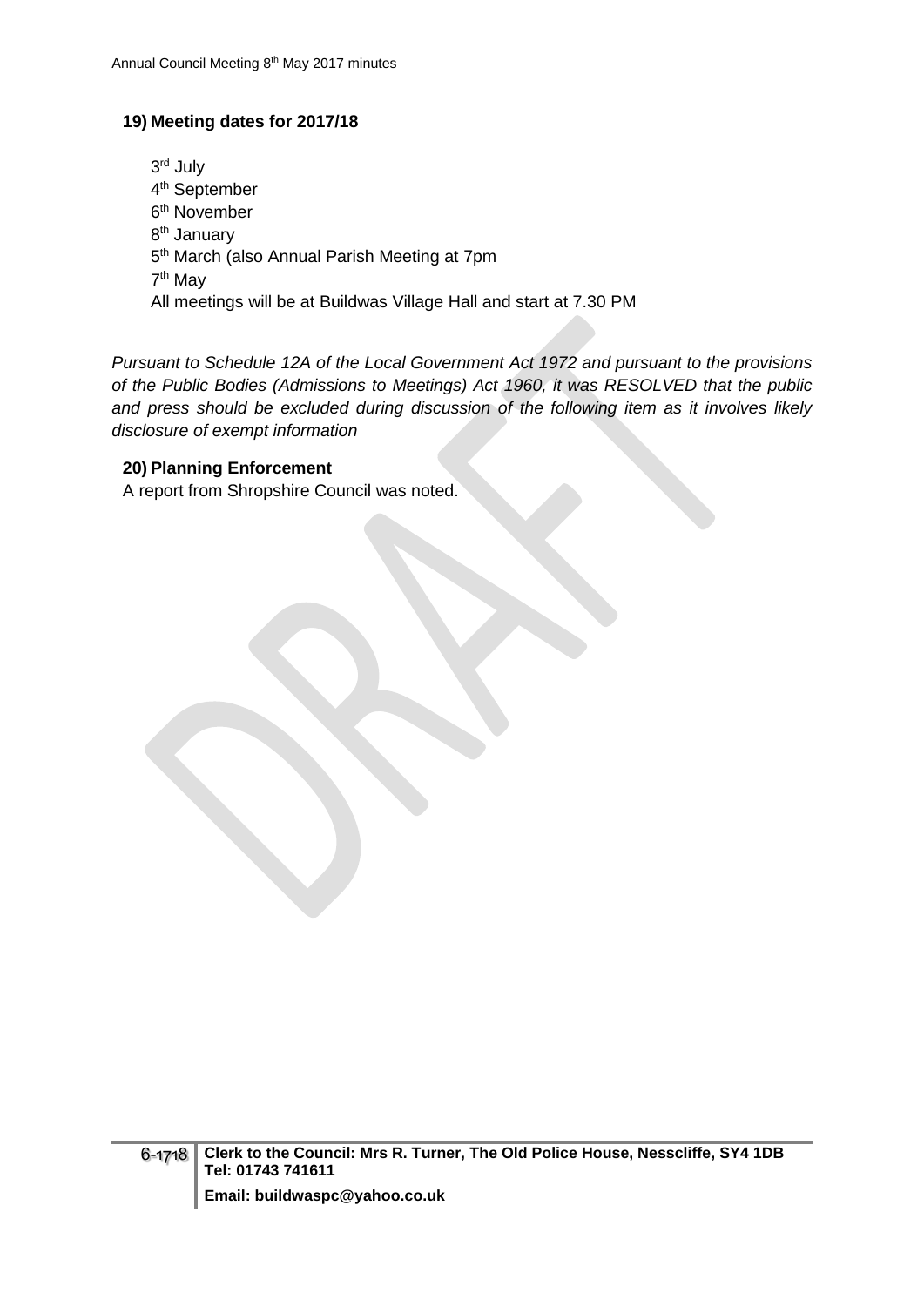## 19) Meeting dates for 2017/18

3rd July
4th September
6th November
8th January
5th March (also Annual Parish Meeting at 7pm
7th May
All meetings will be at Buildwas Village Hall and start at 7.30 PM

*Pursuant to Schedule 12A of the Local Government Act 1972 and pursuant to the provisions of the Public Bodies (Admissions to Meetings) Act 1960, it was RESOLVED that the public and press should be excluded during discussion of the following item as it involves likely disclosure of exempt information*

## 20) Planning Enforcement

A report from Shropshire Council was noted.

**Clerk to the Council: Mrs R. Turner, The Old Police House, Nesscliffe, SY4 1DB Tel: 01743 741611**
**Email: buildwaspc@yahoo.co.uk**